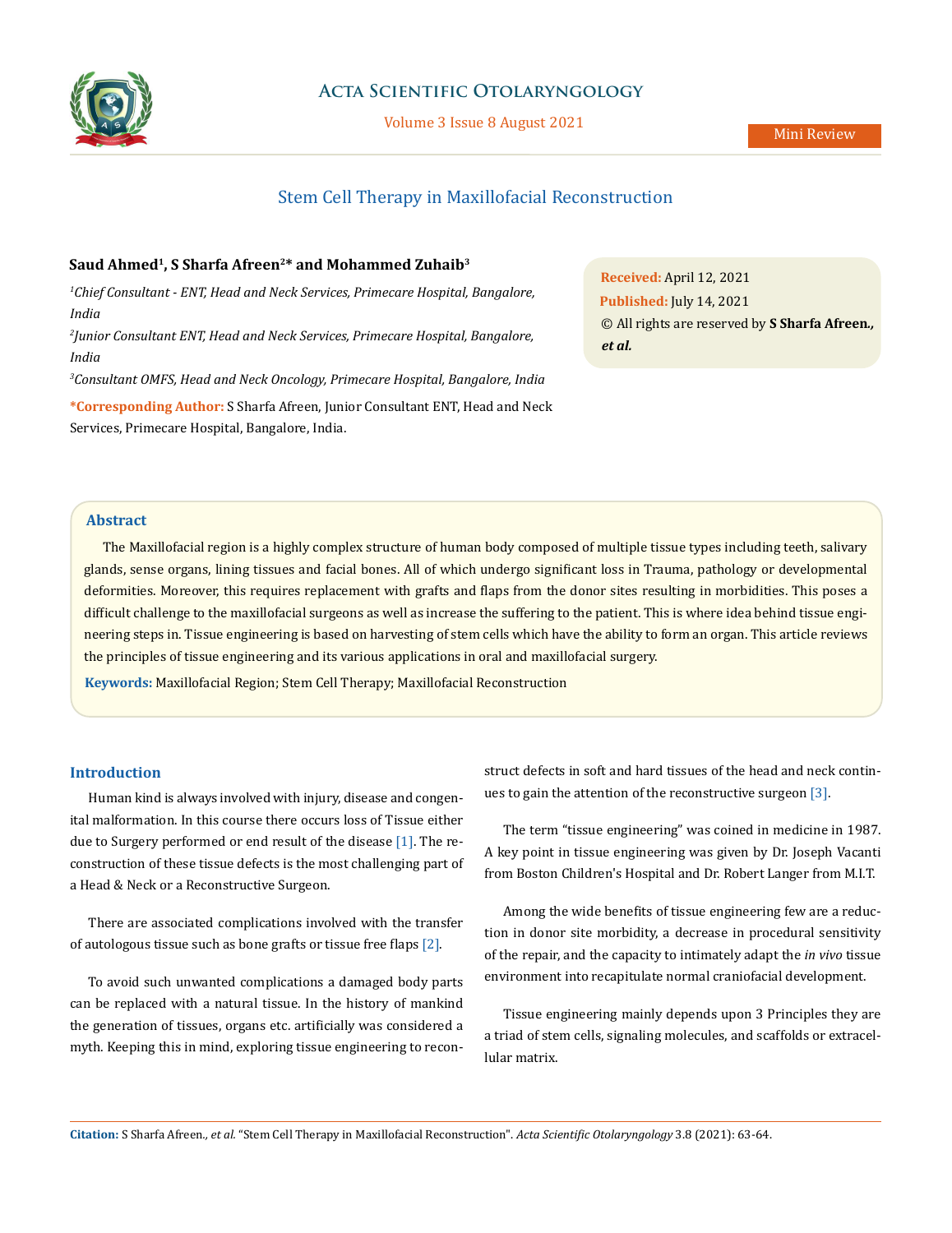Mini Review

# Stem Cell Therapy in Maxillofacial Reconstruction

**Saud Ahmed[1], S Sharfa Afreen[2]* and Mohammed Zuhaib[3]**

*[1]Chief Consultant - ENT, Head and Neck Services, Primecare Hospital, Bangalore, India*

*[2]Junior Consultant ENT, Head and Neck Services, Primecare Hospital, Bangalore, India*

*[3]Consultant OMFS, Head and Neck Oncology, Primecare Hospital, Bangalore, India*

**\*Corresponding Author:** S Sharfa Afreen, Junior Consultant ENT, Head and Neck Services, Primecare Hospital, Bangalore, India.

**Received:** April 12, 2021
**Published:** July 14, 2021
© All rights are reserved by **S Sharfa Afreen., *et al.***

## Abstract

The Maxillofacial region is a highly complex structure of human body composed of multiple tissue types including teeth, salivary glands, sense organs, lining tissues and facial bones. All of which undergo significant loss in Trauma, pathology or developmental deformities. Moreover, this requires replacement with grafts and flaps from the donor sites resulting in morbidities. This poses a difficult challenge to the maxillofacial surgeons as well as increase the suffering to the patient. This is where idea behind tissue engineering steps in. Tissue engineering is based on harvesting of stem cells which have the ability to form an organ. This article reviews the principles of tissue engineering and its various applications in oral and maxillofacial surgery.

**Keywords:** Maxillofacial Region; Stem Cell Therapy; Maxillofacial Reconstruction

## Introduction

Human kind is always involved with injury, disease and congenital malformation. In this course there occurs loss of Tissue either due to Surgery performed or end result of the disease [1]. The reconstruction of these tissue defects is the most challenging part of a Head & Neck or a Reconstructive Surgeon.

There are associated complications involved with the transfer of autologous tissue such as bone grafts or tissue free flaps [2].

To avoid such unwanted complications a damaged body parts can be replaced with a natural tissue. In the history of mankind the generation of tissues, organs etc. artificially was considered a myth. Keeping this in mind, exploring tissue engineering to reconstruct defects in soft and hard tissues of the head and neck continues to gain the attention of the reconstructive surgeon [3].

The term "tissue engineering" was coined in medicine in 1987. A key point in tissue engineering was given by Dr. Joseph Vacanti from Boston Children's Hospital and Dr. Robert Langer from M.I.T.

Among the wide benefits of tissue engineering few are a reduction in donor site morbidity, a decrease in procedural sensitivity of the repair, and the capacity to intimately adapt the *in vivo* tissue environment into recapitulate normal craniofacial development.

Tissue engineering mainly depends upon 3 Principles they are a triad of stem cells, signaling molecules, and scaffolds or extracellular matrix.

**Citation:** S Sharfa Afreen., *et al.* "Stem Cell Therapy in Maxillofacial Reconstruction". *Acta Scientific Otolaryngology* 3.8 (2021): 63-64.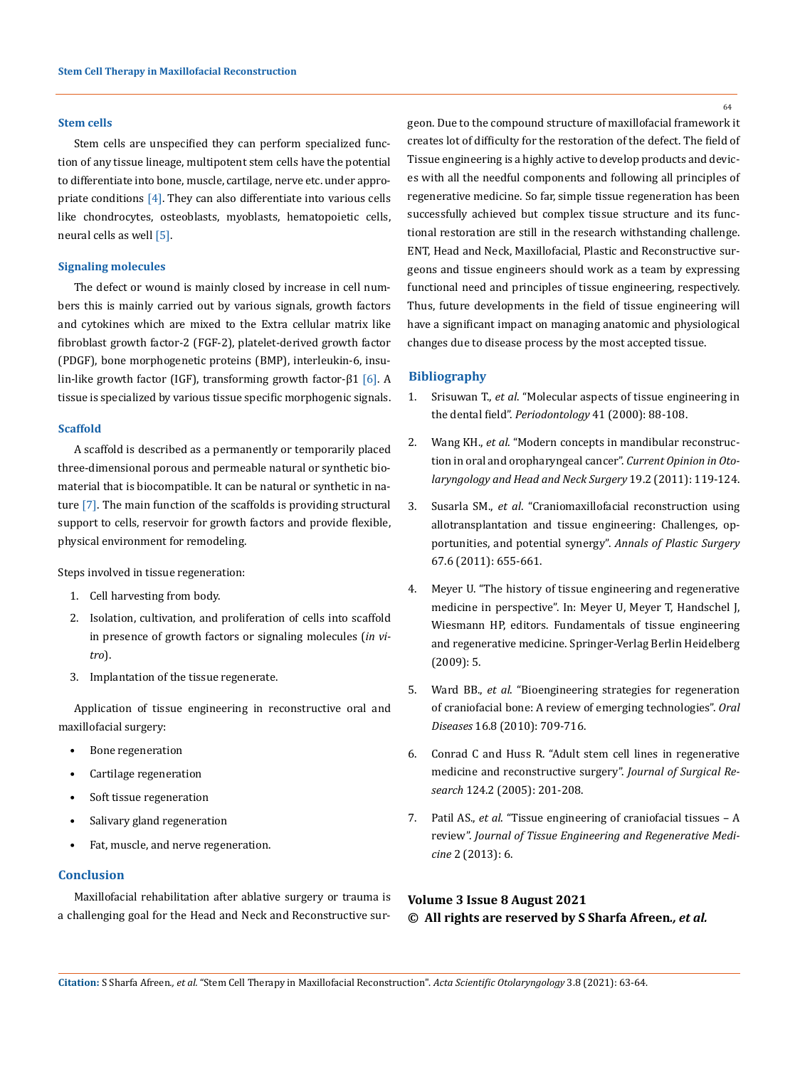### Stem cells

Stem cells are unspecified they can perform specialized function of any tissue lineage, multipotent stem cells have the potential to differentiate into bone, muscle, cartilage, nerve etc. under appropriate conditions [4]. They can also differentiate into various cells like chondrocytes, osteoblasts, myoblasts, hematopoietic cells, neural cells as well [5].

### Signaling molecules

The defect or wound is mainly closed by increase in cell numbers this is mainly carried out by various signals, growth factors and cytokines which are mixed to the Extra cellular matrix like fibroblast growth factor-2 (FGF-2), platelet-derived growth factor (PDGF), bone morphogenetic proteins (BMP), interleukin-6, insulin-like growth factor (IGF), transforming growth factor-β1 [6]. A tissue is specialized by various tissue specific morphogenic signals.

### Scaffold

A scaffold is described as a permanently or temporarily placed three-dimensional porous and permeable natural or synthetic biomaterial that is biocompatible. It can be natural or synthetic in nature [7]. The main function of the scaffolds is providing structural support to cells, reservoir for growth factors and provide flexible, physical environment for remodeling.

Steps involved in tissue regeneration:

1. Cell harvesting from body.
2. Isolation, cultivation, and proliferation of cells into scaffold in presence of growth factors or signaling molecules (*in vitro*).
3. Implantation of the tissue regenerate.

Application of tissue engineering in reconstructive oral and maxillofacial surgery:

- Bone regeneration
- Cartilage regeneration
- Soft tissue regeneration
- Salivary gland regeneration
- Fat, muscle, and nerve regeneration.

## Conclusion

Maxillofacial rehabilitation after ablative surgery or trauma is a challenging goal for the Head and Neck and Reconstructive surgeon. Due to the compound structure of maxillofacial framework it creates lot of difficulty for the restoration of the defect. The field of Tissue engineering is a highly active to develop products and devices with all the needful components and following all principles of regenerative medicine. So far, simple tissue regeneration has been successfully achieved but complex tissue structure and its functional restoration are still in the research withstanding challenge. ENT, Head and Neck, Maxillofacial, Plastic and Reconstructive surgeons and tissue engineers should work as a team by expressing functional need and principles of tissue engineering, respectively. Thus, future developments in the field of tissue engineering will have a significant impact on managing anatomic and physiological changes due to disease process by the most accepted tissue.

## Bibliography

1. Srisuwan T., *et al*. "Molecular aspects of tissue engineering in the dental field". *Periodontology* 41 (2000): 88-108.
2. Wang KH., *et al*. "Modern concepts in mandibular reconstruction in oral and oropharyngeal cancer". *Current Opinion in Otolaryngology and Head and Neck Surgery* 19.2 (2011): 119-124.
3. Susarla SM., *et al*. "Craniomaxillofacial reconstruction using allotransplantation and tissue engineering: Challenges, opportunities, and potential synergy". *Annals of Plastic Surgery* 67.6 (2011): 655-661.
4. Meyer U. "The history of tissue engineering and regenerative medicine in perspective". In: Meyer U, Meyer T, Handschel J, Wiesmann HP, editors. Fundamentals of tissue engineering and regenerative medicine. Springer-Verlag Berlin Heidelberg (2009): 5.
5. Ward BB., *et al*. "Bioengineering strategies for regeneration of craniofacial bone: A review of emerging technologies". *Oral Diseases* 16.8 (2010): 709-716.
6. Conrad C and Huss R. "Adult stem cell lines in regenerative medicine and reconstructive surgery". *Journal of Surgical Research* 124.2 (2005): 201-208.
7. Patil AS., *et al*. "Tissue engineering of craniofacial tissues – A review". *Journal of Tissue Engineering and Regenerative Medicine* 2 (2013): 6.

**© All rights are reserved by S Sharfa Afreen., *et al.***